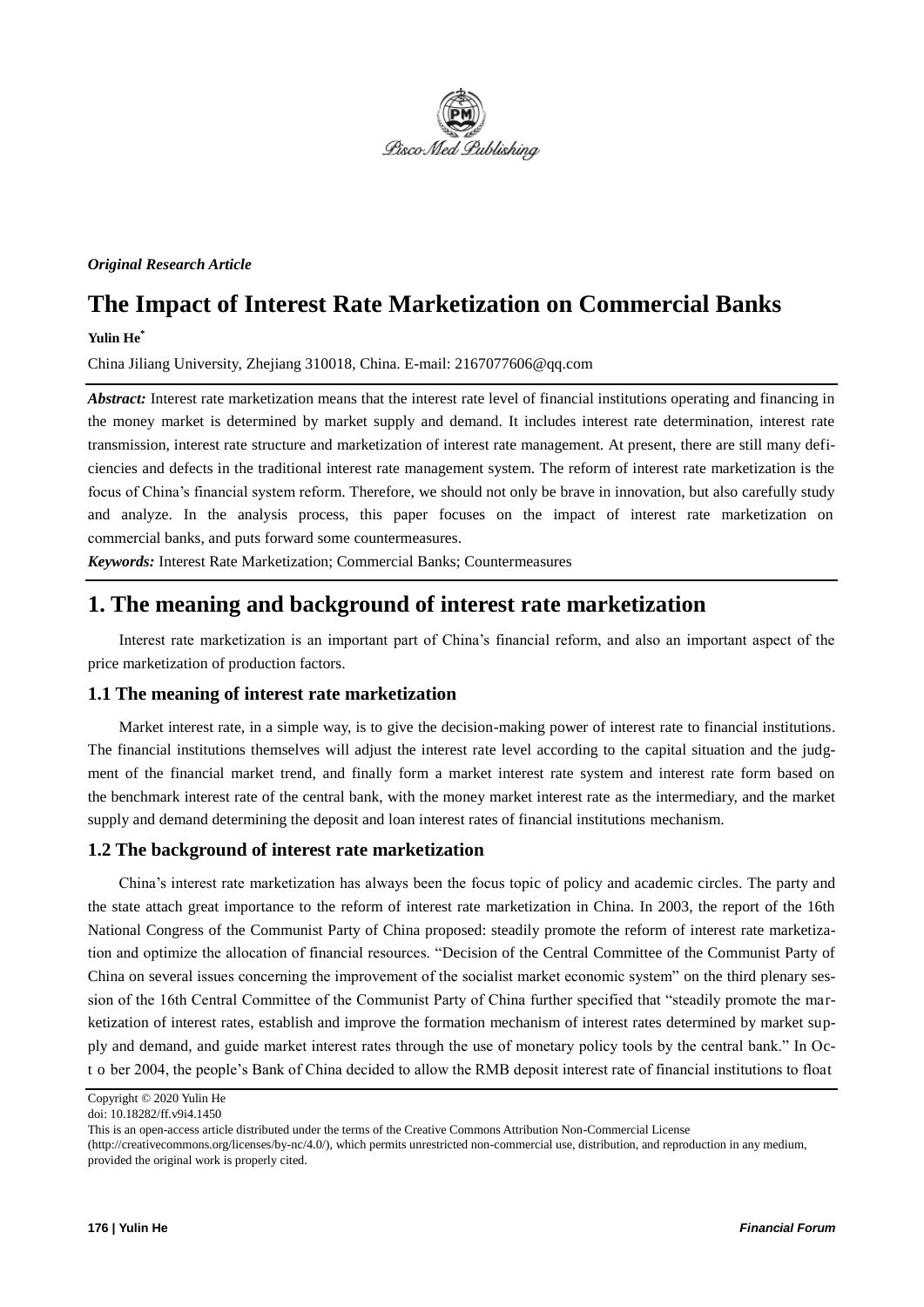*Original Research Article*

# The Impact of Interest Rate Marketization on Commercial Banks

**Yulin He***

China Jiliang University, Zhejiang 310018, China. E-mail: 2167077606@qq.com

***Abstract:*** Interest rate marketization means that the interest rate level of financial institutions operating and financing in the money market is determined by market supply and demand. It includes interest rate determination, interest rate transmission, interest rate structure and marketization of interest rate management. At present, there are still many deficiencies and defects in the traditional interest rate management system. The reform of interest rate marketization is the focus of China's financial system reform. Therefore, we should not only be brave in innovation, but also carefully study and analyze. In the analysis process, this paper focuses on the impact of interest rate marketization on commercial banks, and puts forward some countermeasures.

***Keywords:*** Interest Rate Marketization; Commercial Banks; Countermeasures

## 1. The meaning and background of interest rate marketization

Interest rate marketization is an important part of China's financial reform, and also an important aspect of the price marketization of production factors.

### 1.1 The meaning of interest rate marketization

Market interest rate, in a simple way, is to give the decision-making power of interest rate to financial institutions. The financial institutions themselves will adjust the interest rate level according to the capital situation and the judgment of the financial market trend, and finally form a market interest rate system and interest rate form based on the benchmark interest rate of the central bank, with the money market interest rate as the intermediary, and the market supply and demand determining the deposit and loan interest rates of financial institutions mechanism.

### 1.2 The background of interest rate marketization

China's interest rate marketization has always been the focus topic of policy and academic circles. The party and the state attach great importance to the reform of interest rate marketization in China. In 2003, the report of the 16th National Congress of the Communist Party of China proposed: steadily promote the reform of interest rate marketization and optimize the allocation of financial resources. "Decision of the Central Committee of the Communist Party of China on several issues concerning the improvement of the socialist market economic system" on the third plenary session of the 16th Central Committee of the Communist Party of China further specified that "steadily promote the marketization of interest rates, establish and improve the formation mechanism of interest rates determined by market supply and demand, and guide market interest rates through the use of monetary policy tools by the central bank." In October 2004, the people's Bank of China decided to allow the RMB deposit interest rate of financial institutions to float

Copyright © 2020 Yulin He

doi: 10.18282/ff.v9i4.1450

This is an open-access article distributed under the terms of the Creative Commons Attribution Non-Commercial License (http://creativecommons.org/licenses/by-nc/4.0/), which permits unrestricted non-commercial use, distribution, and reproduction in any medium, provided the original work is properly cited.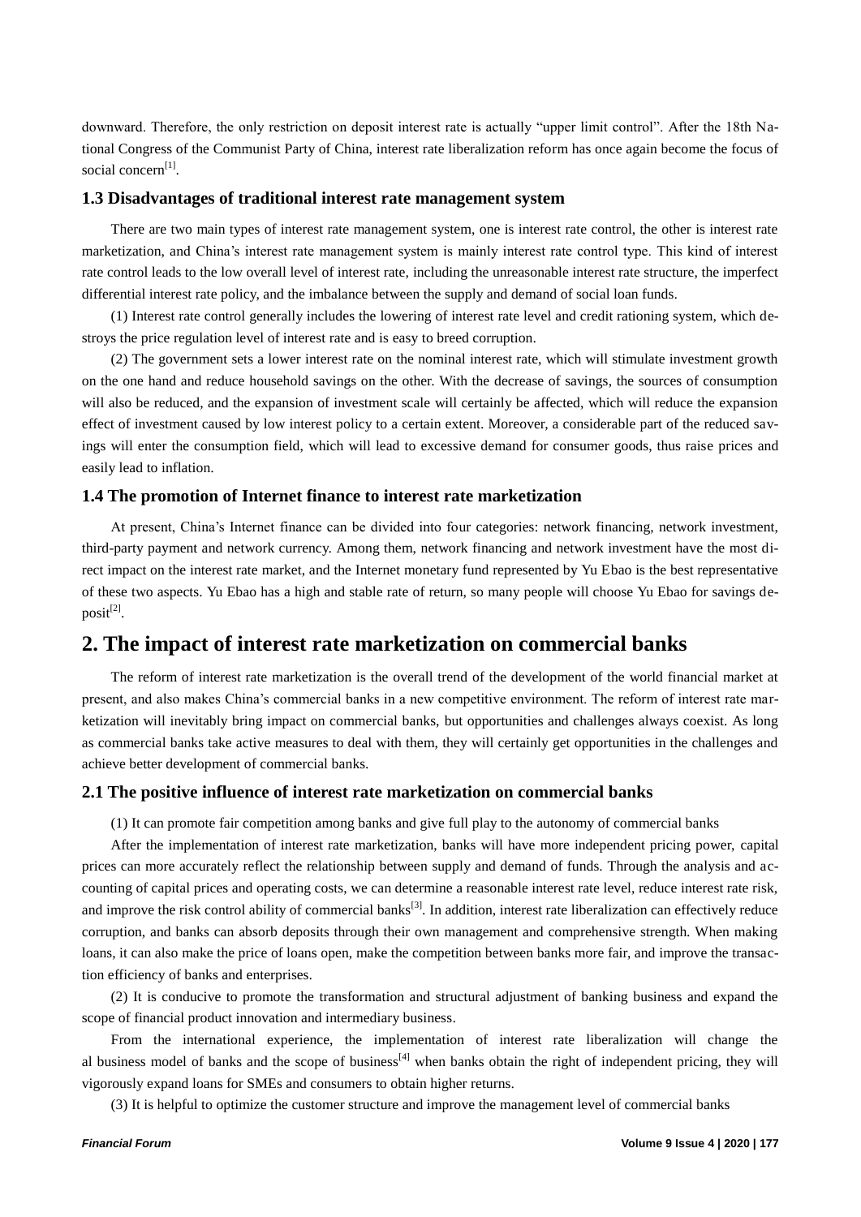downward. Therefore, the only restriction on deposit interest rate is actually "upper limit control". After the 18th National Congress of the Communist Party of China, interest rate liberalization reform has once again become the focus of social concern[1].

### 1.3 Disadvantages of traditional interest rate management system

There are two main types of interest rate management system, one is interest rate control, the other is interest rate marketization, and China's interest rate management system is mainly interest rate control type. This kind of interest rate control leads to the low overall level of interest rate, including the unreasonable interest rate structure, the imperfect differential interest rate policy, and the imbalance between the supply and demand of social loan funds.

(1) Interest rate control generally includes the lowering of interest rate level and credit rationing system, which destroys the price regulation level of interest rate and is easy to breed corruption.

(2) The government sets a lower interest rate on the nominal interest rate, which will stimulate investment growth on the one hand and reduce household savings on the other. With the decrease of savings, the sources of consumption will also be reduced, and the expansion of investment scale will certainly be affected, which will reduce the expansion effect of investment caused by low interest policy to a certain extent. Moreover, a considerable part of the reduced savings will enter the consumption field, which will lead to excessive demand for consumer goods, thus raise prices and easily lead to inflation.

### 1.4 The promotion of Internet finance to interest rate marketization

At present, China's Internet finance can be divided into four categories: network financing, network investment, third-party payment and network currency. Among them, network financing and network investment have the most direct impact on the interest rate market, and the Internet monetary fund represented by Yu Ebao is the best representative of these two aspects. Yu Ebao has a high and stable rate of return, so many people will choose Yu Ebao for savings deposit[2].

## 2. The impact of interest rate marketization on commercial banks

The reform of interest rate marketization is the overall trend of the development of the world financial market at present, and also makes China's commercial banks in a new competitive environment. The reform of interest rate marketization will inevitably bring impact on commercial banks, but opportunities and challenges always coexist. As long as commercial banks take active measures to deal with them, they will certainly get opportunities in the challenges and achieve better development of commercial banks.

### 2.1 The positive influence of interest rate marketization on commercial banks

(1) It can promote fair competition among banks and give full play to the autonomy of commercial banks

After the implementation of interest rate marketization, banks will have more independent pricing power, capital prices can more accurately reflect the relationship between supply and demand of funds. Through the analysis and accounting of capital prices and operating costs, we can determine a reasonable interest rate level, reduce interest rate risk, and improve the risk control ability of commercial banks[3]. In addition, interest rate liberalization can effectively reduce corruption, and banks can absorb deposits through their own management and comprehensive strength. When making loans, it can also make the price of loans open, make the competition between banks more fair, and improve the transaction efficiency of banks and enterprises.

(2) It is conducive to promote the transformation and structural adjustment of banking business and expand the scope of financial product innovation and intermediary business.

From the international experience, the implementation of interest rate liberalization will change the al business model of banks and the scope of business[4] when banks obtain the right of independent pricing, they will vigorously expand loans for SMEs and consumers to obtain higher returns.

(3) It is helpful to optimize the customer structure and improve the management level of commercial banks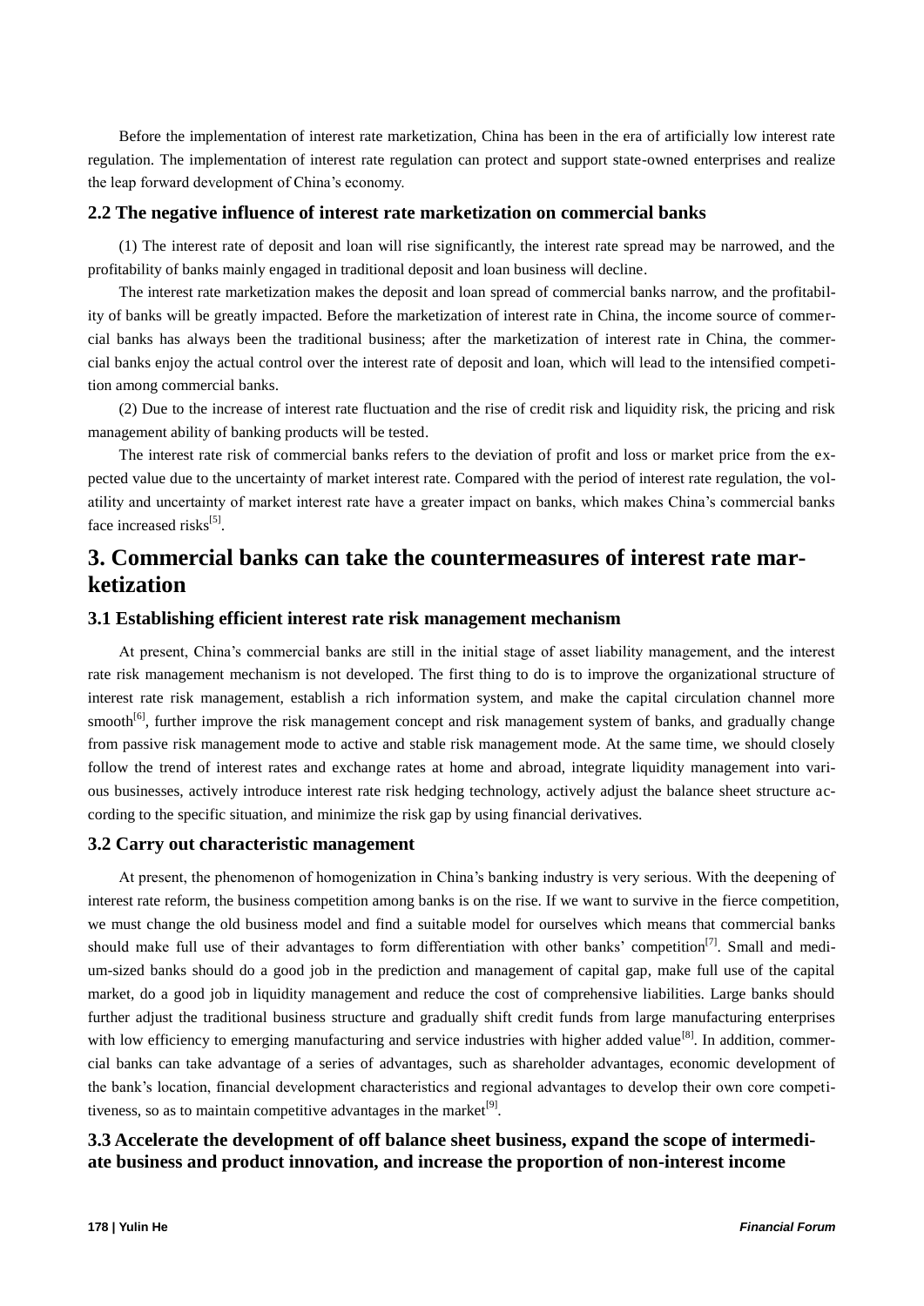Before the implementation of interest rate marketization, China has been in the era of artificially low interest rate regulation. The implementation of interest rate regulation can protect and support state-owned enterprises and realize the leap forward development of China's economy.

### 2.2 The negative influence of interest rate marketization on commercial banks

(1) The interest rate of deposit and loan will rise significantly, the interest rate spread may be narrowed, and the profitability of banks mainly engaged in traditional deposit and loan business will decline.

The interest rate marketization makes the deposit and loan spread of commercial banks narrow, and the profitability of banks will be greatly impacted. Before the marketization of interest rate in China, the income source of commercial banks has always been the traditional business; after the marketization of interest rate in China, the commercial banks enjoy the actual control over the interest rate of deposit and loan, which will lead to the intensified competition among commercial banks.

(2) Due to the increase of interest rate fluctuation and the rise of credit risk and liquidity risk, the pricing and risk management ability of banking products will be tested.

The interest rate risk of commercial banks refers to the deviation of profit and loss or market price from the expected value due to the uncertainty of market interest rate. Compared with the period of interest rate regulation, the volatility and uncertainty of market interest rate have a greater impact on banks, which makes China's commercial banks face increased risks[5].

## 3. Commercial banks can take the countermeasures of interest rate marketization

### 3.1 Establishing efficient interest rate risk management mechanism

At present, China's commercial banks are still in the initial stage of asset liability management, and the interest rate risk management mechanism is not developed. The first thing to do is to improve the organizational structure of interest rate risk management, establish a rich information system, and make the capital circulation channel more smooth[6], further improve the risk management concept and risk management system of banks, and gradually change from passive risk management mode to active and stable risk management mode. At the same time, we should closely follow the trend of interest rates and exchange rates at home and abroad, integrate liquidity management into various businesses, actively introduce interest rate risk hedging technology, actively adjust the balance sheet structure according to the specific situation, and minimize the risk gap by using financial derivatives.

### 3.2 Carry out characteristic management

At present, the phenomenon of homogenization in China's banking industry is very serious. With the deepening of interest rate reform, the business competition among banks is on the rise. If we want to survive in the fierce competition, we must change the old business model and find a suitable model for ourselves which means that commercial banks should make full use of their advantages to form differentiation with other banks' competition[7]. Small and medium-sized banks should do a good job in the prediction and management of capital gap, make full use of the capital market, do a good job in liquidity management and reduce the cost of comprehensive liabilities. Large banks should further adjust the traditional business structure and gradually shift credit funds from large manufacturing enterprises with low efficiency to emerging manufacturing and service industries with higher added value[8]. In addition, commercial banks can take advantage of a series of advantages, such as shareholder advantages, economic development of the bank's location, financial development characteristics and regional advantages to develop their own core competitiveness, so as to maintain competitive advantages in the market[9].

### 3.3 Accelerate the development of off balance sheet business, expand the scope of intermediate business and product innovation, and increase the proportion of non-interest income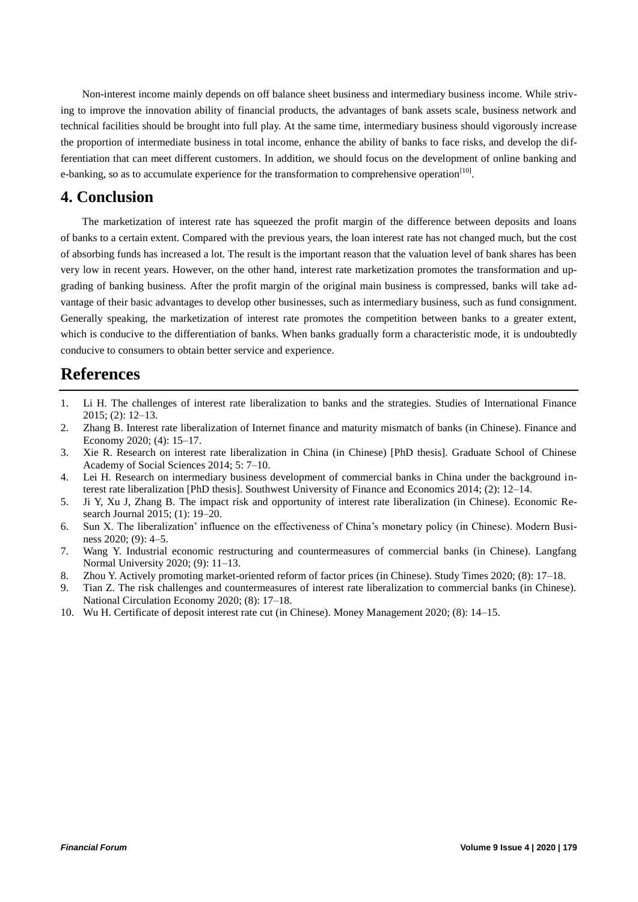Non-interest income mainly depends on off balance sheet business and intermediary business income. While striving to improve the innovation ability of financial products, the advantages of bank assets scale, business network and technical facilities should be brought into full play. At the same time, intermediary business should vigorously increase the proportion of intermediate business in total income, enhance the ability of banks to face risks, and develop the differentiation that can meet different customers. In addition, we should focus on the development of online banking and e-banking, so as to accumulate experience for the transformation to comprehensive operation[10].

## 4. Conclusion

The marketization of interest rate has squeezed the profit margin of the difference between deposits and loans of banks to a certain extent. Compared with the previous years, the loan interest rate has not changed much, but the cost of absorbing funds has increased a lot. The result is the important reason that the valuation level of bank shares has been very low in recent years. However, on the other hand, interest rate marketization promotes the transformation and upgrading of banking business. After the profit margin of the original main business is compressed, banks will take advantage of their basic advantages to develop other businesses, such as intermediary business, such as fund consignment. Generally speaking, the marketization of interest rate promotes the competition between banks to a greater extent, which is conducive to the differentiation of banks. When banks gradually form a characteristic mode, it is undoubtedly conducive to consumers to obtain better service and experience.

## References

1. Li H. The challenges of interest rate liberalization to banks and the strategies. Studies of International Finance 2015; (2): 12–13.
2. Zhang B. Interest rate liberalization of Internet finance and maturity mismatch of banks (in Chinese). Finance and Economy 2020; (4): 15–17.
3. Xie R. Research on interest rate liberalization in China (in Chinese) [PhD thesis]. Graduate School of Chinese Academy of Social Sciences 2014; 5: 7–10.
4. Lei H. Research on intermediary business development of commercial banks in China under the background interest rate liberalization [PhD thesis]. Southwest University of Finance and Economics 2014; (2): 12–14.
5. Ji Y, Xu J, Zhang B. The impact risk and opportunity of interest rate liberalization (in Chinese). Economic Research Journal 2015; (1): 19–20.
6. Sun X. The liberalization' influence on the effectiveness of China's monetary policy (in Chinese). Modern Business 2020; (9): 4–5.
7. Wang Y. Industrial economic restructuring and countermeasures of commercial banks (in Chinese). Langfang Normal University 2020; (9): 11–13.
8. Zhou Y. Actively promoting market-oriented reform of factor prices (in Chinese). Study Times 2020; (8): 17–18.
9. Tian Z. The risk challenges and countermeasures of interest rate liberalization to commercial banks (in Chinese). National Circulation Economy 2020; (8): 17–18.
10. Wu H. Certificate of deposit interest rate cut (in Chinese). Money Management 2020; (8): 14–15.